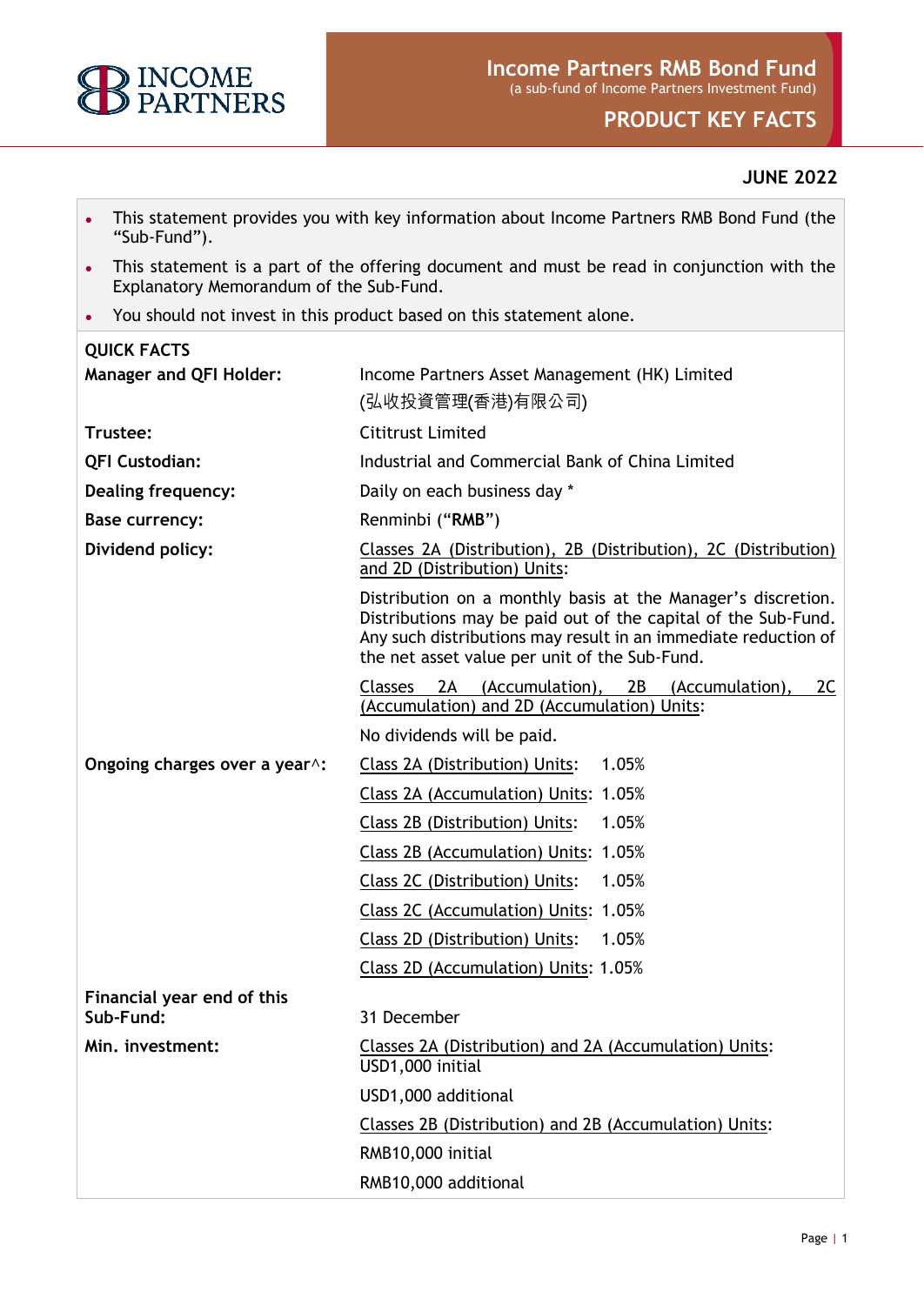# Income Partners RMB Bond Fund

(a sub-fund of Income Partners Investment Fund)

## PRODUCT KEY FACTS

**JUNE 2022**

- This statement provides you with key information about Income Partners RMB Bond Fund (the "Sub-Fund").
- This statement is a part of the offering document and must be read in conjunction with the Explanatory Memorandum of the Sub-Fund.
- You should not invest in this product based on this statement alone.

**QUICK FACTS**

| | |
|---|---|
| **Manager and QFI Holder:** | Income Partners Asset Management (HK) Limited (弘收投資管理(香港)有限公司) |
| **Trustee:** | Cititrust Limited |
| **QFI Custodian:** | Industrial and Commercial Bank of China Limited |
| **Dealing frequency:** | Daily on each business day * |
| **Base currency:** | Renminbi ("**RMB**") |
| **Dividend policy:** | Classes 2A (Distribution), 2B (Distribution), 2C (Distribution) and 2D (Distribution) Units:<br>Distribution on a monthly basis at the Manager's discretion. Distributions may be paid out of the capital of the Sub-Fund. Any such distributions may result in an immediate reduction of the net asset value per unit of the Sub-Fund.<br>Classes 2A (Accumulation), 2B (Accumulation), 2C (Accumulation) and 2D (Accumulation) Units:<br>No dividends will be paid. |
| **Ongoing charges over a year^:** | Class 2A (Distribution) Units: 1.05%<br>Class 2A (Accumulation) Units: 1.05%<br>Class 2B (Distribution) Units: 1.05%<br>Class 2B (Accumulation) Units: 1.05%<br>Class 2C (Distribution) Units: 1.05%<br>Class 2C (Accumulation) Units: 1.05%<br>Class 2D (Distribution) Units: 1.05%<br>Class 2D (Accumulation) Units: 1.05% |
| **Financial year end of this Sub-Fund:** | 31 December |
| **Min. investment:** | Classes 2A (Distribution) and 2A (Accumulation) Units:<br>USD1,000 initial<br>USD1,000 additional<br>Classes 2B (Distribution) and 2B (Accumulation) Units:<br>RMB10,000 initial<br>RMB10,000 additional |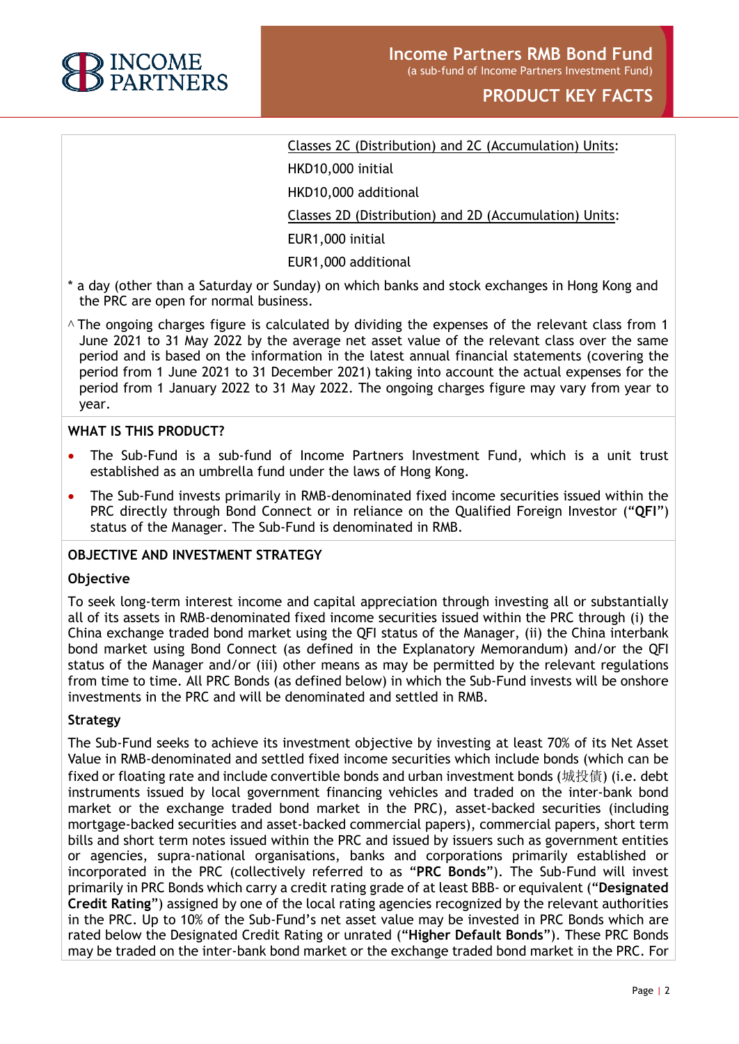Classes 2C (Distribution) and 2C (Accumulation) Units:

HKD10,000 initial

HKD10,000 additional

Classes 2D (Distribution) and 2D (Accumulation) Units:

EUR1,000 initial

EUR1,000 additional

\* a day (other than a Saturday or Sunday) on which banks and stock exchanges in Hong Kong and the PRC are open for normal business.

^ The ongoing charges figure is calculated by dividing the expenses of the relevant class from 1 June 2021 to 31 May 2022 by the average net asset value of the relevant class over the same period and is based on the information in the latest annual financial statements (covering the period from 1 June 2021 to 31 December 2021) taking into account the actual expenses for the period from 1 January 2022 to 31 May 2022. The ongoing charges figure may vary from year to year.

## WHAT IS THIS PRODUCT?

- The Sub-Fund is a sub-fund of Income Partners Investment Fund, which is a unit trust established as an umbrella fund under the laws of Hong Kong.
- The Sub-Fund invests primarily in RMB-denominated fixed income securities issued within the PRC directly through Bond Connect or in reliance on the Qualified Foreign Investor ("**QFI**") status of the Manager. The Sub-Fund is denominated in RMB.

## OBJECTIVE AND INVESTMENT STRATEGY

### Objective

To seek long-term interest income and capital appreciation through investing all or substantially all of its assets in RMB-denominated fixed income securities issued within the PRC through (i) the China exchange traded bond market using the QFI status of the Manager, (ii) the China interbank bond market using Bond Connect (as defined in the Explanatory Memorandum) and/or the QFI status of the Manager and/or (iii) other means as may be permitted by the relevant regulations from time to time. All PRC Bonds (as defined below) in which the Sub-Fund invests will be onshore investments in the PRC and will be denominated and settled in RMB.

### Strategy

The Sub-Fund seeks to achieve its investment objective by investing at least 70% of its Net Asset Value in RMB-denominated and settled fixed income securities which include bonds (which can be fixed or floating rate and include convertible bonds and urban investment bonds (城投債) (i.e. debt instruments issued by local government financing vehicles and traded on the inter-bank bond market or the exchange traded bond market in the PRC), asset-backed securities (including mortgage-backed securities and asset-backed commercial papers), commercial papers, short term bills and short term notes issued within the PRC and issued by issuers such as government entities or agencies, supra-national organisations, banks and corporations primarily established or incorporated in the PRC (collectively referred to as "**PRC Bonds**"). The Sub-Fund will invest primarily in PRC Bonds which carry a credit rating grade of at least BBB- or equivalent ("**Designated Credit Rating**") assigned by one of the local rating agencies recognized by the relevant authorities in the PRC. Up to 10% of the Sub-Fund's net asset value may be invested in PRC Bonds which are rated below the Designated Credit Rating or unrated ("**Higher Default Bonds**"). These PRC Bonds may be traded on the inter-bank bond market or the exchange traded bond market in the PRC. For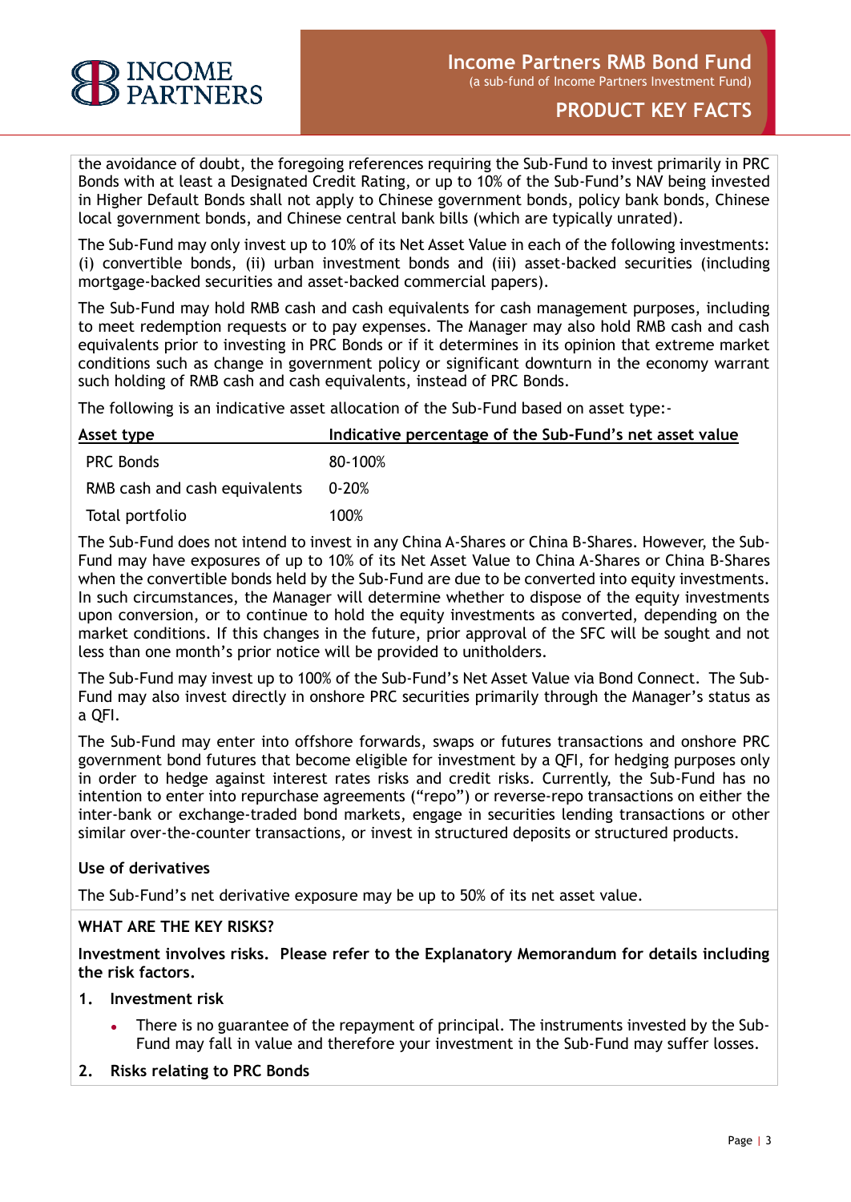the avoidance of doubt, the foregoing references requiring the Sub-Fund to invest primarily in PRC Bonds with at least a Designated Credit Rating, or up to 10% of the Sub-Fund's NAV being invested in Higher Default Bonds shall not apply to Chinese government bonds, policy bank bonds, Chinese local government bonds, and Chinese central bank bills (which are typically unrated).

The Sub-Fund may only invest up to 10% of its Net Asset Value in each of the following investments: (i) convertible bonds, (ii) urban investment bonds and (iii) asset-backed securities (including mortgage-backed securities and asset-backed commercial papers).

The Sub-Fund may hold RMB cash and cash equivalents for cash management purposes, including to meet redemption requests or to pay expenses. The Manager may also hold RMB cash and cash equivalents prior to investing in PRC Bonds or if it determines in its opinion that extreme market conditions such as change in government policy or significant downturn in the economy warrant such holding of RMB cash and cash equivalents, instead of PRC Bonds.

The following is an indicative asset allocation of the Sub-Fund based on asset type:-

| Asset type | Indicative percentage of the Sub-Fund's net asset value |
|---|---|
| PRC Bonds | 80-100% |
| RMB cash and cash equivalents | 0-20% |
| Total portfolio | 100% |

The Sub-Fund does not intend to invest in any China A-Shares or China B-Shares. However, the Sub-Fund may have exposures of up to 10% of its Net Asset Value to China A-Shares or China B-Shares when the convertible bonds held by the Sub-Fund are due to be converted into equity investments. In such circumstances, the Manager will determine whether to dispose of the equity investments upon conversion, or to continue to hold the equity investments as converted, depending on the market conditions. If this changes in the future, prior approval of the SFC will be sought and not less than one month's prior notice will be provided to unitholders.

The Sub-Fund may invest up to 100% of the Sub-Fund's Net Asset Value via Bond Connect. The Sub-Fund may also invest directly in onshore PRC securities primarily through the Manager's status as a QFI.

The Sub-Fund may enter into offshore forwards, swaps or futures transactions and onshore PRC government bond futures that become eligible for investment by a QFI, for hedging purposes only in order to hedge against interest rates risks and credit risks. Currently, the Sub-Fund has no intention to enter into repurchase agreements ("repo") or reverse-repo transactions on either the inter-bank or exchange-traded bond markets, engage in securities lending transactions or other similar over-the-counter transactions, or invest in structured deposits or structured products.

**Use of derivatives**

The Sub-Fund's net derivative exposure may be up to 50% of its net asset value.

## WHAT ARE THE KEY RISKS?

**Investment involves risks. Please refer to the Explanatory Memorandum for details including the risk factors.**

1. **Investment risk**
   - There is no guarantee of the repayment of principal. The instruments invested by the Sub-Fund may fall in value and therefore your investment in the Sub-Fund may suffer losses.
2. **Risks relating to PRC Bonds**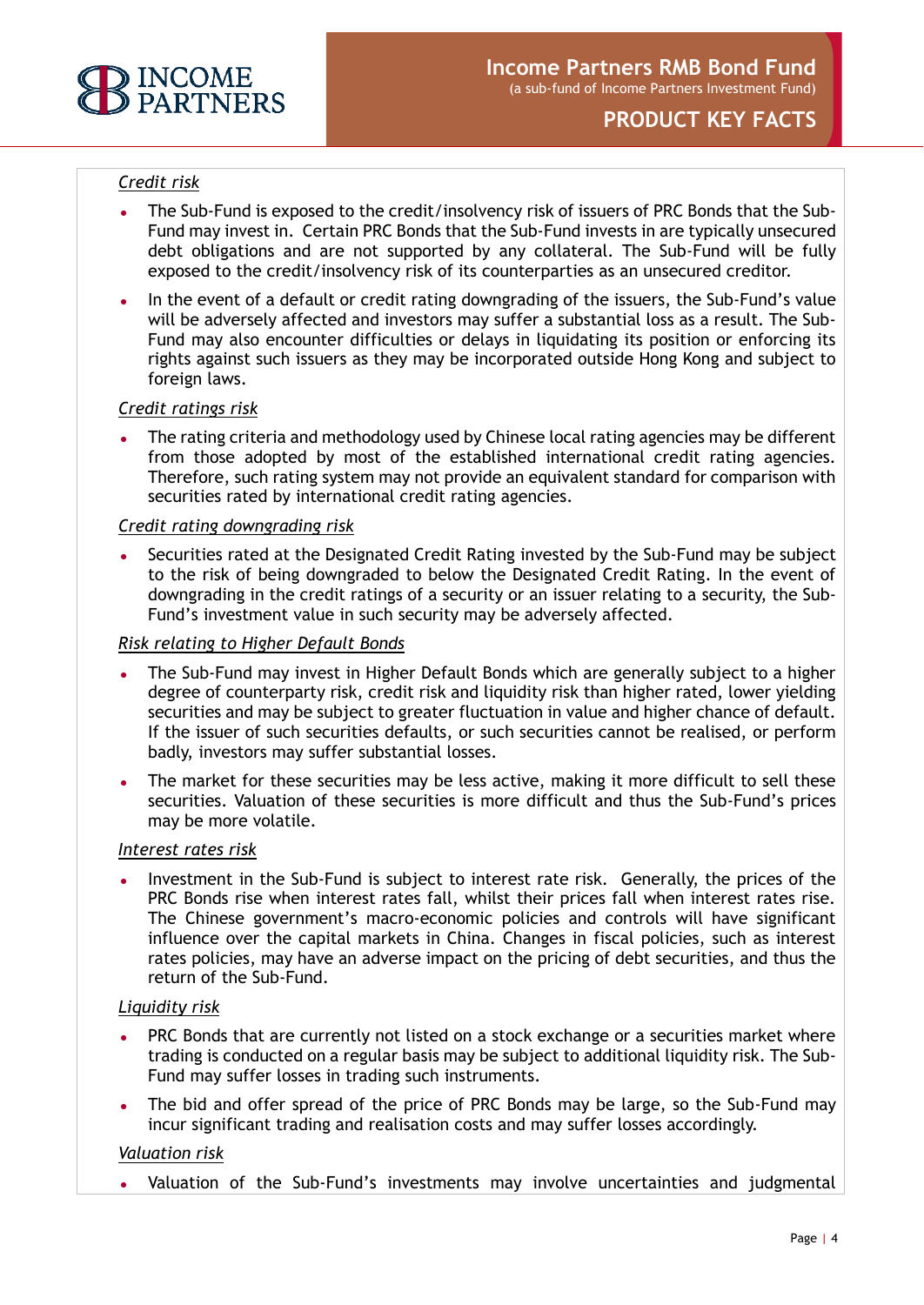*Credit risk*

- The Sub-Fund is exposed to the credit/insolvency risk of issuers of PRC Bonds that the Sub-Fund may invest in. Certain PRC Bonds that the Sub-Fund invests in are typically unsecured debt obligations and are not supported by any collateral. The Sub-Fund will be fully exposed to the credit/insolvency risk of its counterparties as an unsecured creditor.
- In the event of a default or credit rating downgrading of the issuers, the Sub-Fund's value will be adversely affected and investors may suffer a substantial loss as a result. The Sub-Fund may also encounter difficulties or delays in liquidating its position or enforcing its rights against such issuers as they may be incorporated outside Hong Kong and subject to foreign laws.

*Credit ratings risk*

- The rating criteria and methodology used by Chinese local rating agencies may be different from those adopted by most of the established international credit rating agencies. Therefore, such rating system may not provide an equivalent standard for comparison with securities rated by international credit rating agencies.

*Credit rating downgrading risk*

- Securities rated at the Designated Credit Rating invested by the Sub-Fund may be subject to the risk of being downgraded to below the Designated Credit Rating. In the event of downgrading in the credit ratings of a security or an issuer relating to a security, the Sub-Fund's investment value in such security may be adversely affected.

*Risk relating to Higher Default Bonds*

- The Sub-Fund may invest in Higher Default Bonds which are generally subject to a higher degree of counterparty risk, credit risk and liquidity risk than higher rated, lower yielding securities and may be subject to greater fluctuation in value and higher chance of default. If the issuer of such securities defaults, or such securities cannot be realised, or perform badly, investors may suffer substantial losses.
- The market for these securities may be less active, making it more difficult to sell these securities. Valuation of these securities is more difficult and thus the Sub-Fund's prices may be more volatile.

*Interest rates risk*

- Investment in the Sub-Fund is subject to interest rate risk. Generally, the prices of the PRC Bonds rise when interest rates fall, whilst their prices fall when interest rates rise. The Chinese government's macro-economic policies and controls will have significant influence over the capital markets in China. Changes in fiscal policies, such as interest rates policies, may have an adverse impact on the pricing of debt securities, and thus the return of the Sub-Fund.

*Liquidity risk*

- PRC Bonds that are currently not listed on a stock exchange or a securities market where trading is conducted on a regular basis may be subject to additional liquidity risk. The Sub-Fund may suffer losses in trading such instruments.
- The bid and offer spread of the price of PRC Bonds may be large, so the Sub-Fund may incur significant trading and realisation costs and may suffer losses accordingly.

*Valuation risk*

- Valuation of the Sub-Fund's investments may involve uncertainties and judgmental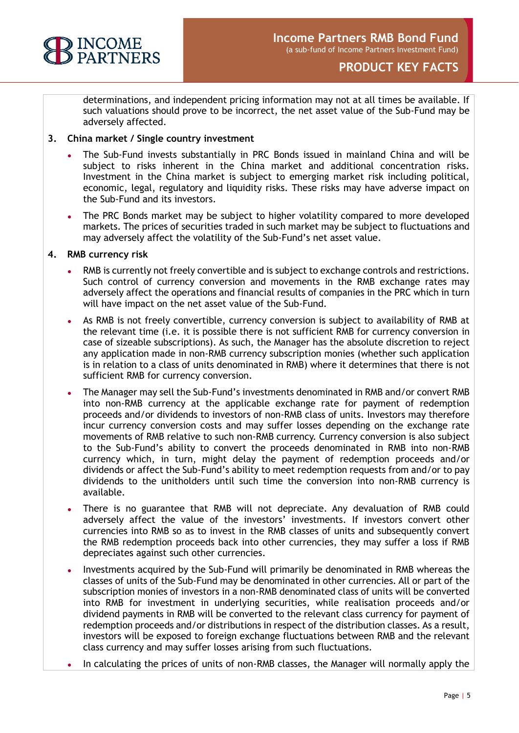determinations, and independent pricing information may not at all times be available. If such valuations should prove to be incorrect, the net asset value of the Sub-Fund may be adversely affected.

**3. China market / Single country investment**

- The Sub-Fund invests substantially in PRC Bonds issued in mainland China and will be subject to risks inherent in the China market and additional concentration risks. Investment in the China market is subject to emerging market risk including political, economic, legal, regulatory and liquidity risks. These risks may have adverse impact on the Sub-Fund and its investors.
- The PRC Bonds market may be subject to higher volatility compared to more developed markets. The prices of securities traded in such market may be subject to fluctuations and may adversely affect the volatility of the Sub-Fund's net asset value.

**4. RMB currency risk**

- RMB is currently not freely convertible and is subject to exchange controls and restrictions. Such control of currency conversion and movements in the RMB exchange rates may adversely affect the operations and financial results of companies in the PRC which in turn will have impact on the net asset value of the Sub-Fund.
- As RMB is not freely convertible, currency conversion is subject to availability of RMB at the relevant time (i.e. it is possible there is not sufficient RMB for currency conversion in case of sizeable subscriptions). As such, the Manager has the absolute discretion to reject any application made in non-RMB currency subscription monies (whether such application is in relation to a class of units denominated in RMB) where it determines that there is not sufficient RMB for currency conversion.
- The Manager may sell the Sub-Fund's investments denominated in RMB and/or convert RMB into non-RMB currency at the applicable exchange rate for payment of redemption proceeds and/or dividends to investors of non-RMB class of units. Investors may therefore incur currency conversion costs and may suffer losses depending on the exchange rate movements of RMB relative to such non-RMB currency. Currency conversion is also subject to the Sub-Fund's ability to convert the proceeds denominated in RMB into non-RMB currency which, in turn, might delay the payment of redemption proceeds and/or dividends or affect the Sub-Fund's ability to meet redemption requests from and/or to pay dividends to the unitholders until such time the conversion into non-RMB currency is available.
- There is no guarantee that RMB will not depreciate. Any devaluation of RMB could adversely affect the value of the investors' investments. If investors convert other currencies into RMB so as to invest in the RMB classes of units and subsequently convert the RMB redemption proceeds back into other currencies, they may suffer a loss if RMB depreciates against such other currencies.
- Investments acquired by the Sub-Fund will primarily be denominated in RMB whereas the classes of units of the Sub-Fund may be denominated in other currencies. All or part of the subscription monies of investors in a non-RMB denominated class of units will be converted into RMB for investment in underlying securities, while realisation proceeds and/or dividend payments in RMB will be converted to the relevant class currency for payment of redemption proceeds and/or distributions in respect of the distribution classes. As a result, investors will be exposed to foreign exchange fluctuations between RMB and the relevant class currency and may suffer losses arising from such fluctuations.
- In calculating the prices of units of non-RMB classes, the Manager will normally apply the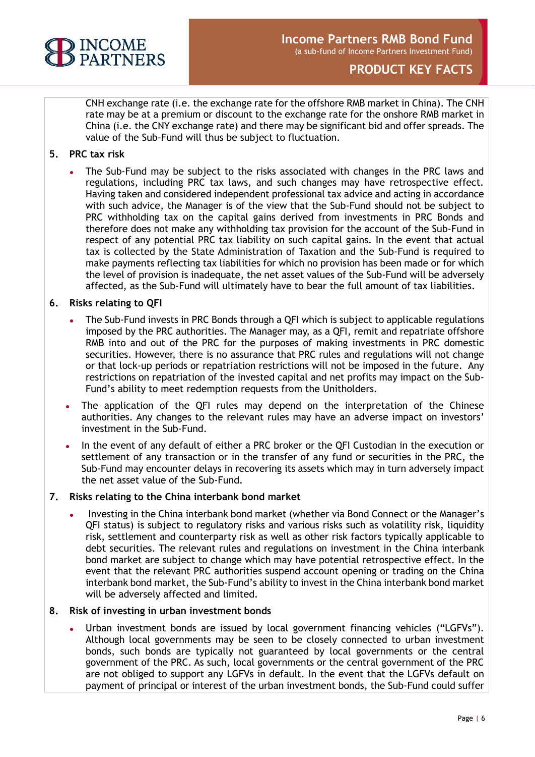CNH exchange rate (i.e. the exchange rate for the offshore RMB market in China). The CNH rate may be at a premium or discount to the exchange rate for the onshore RMB market in China (i.e. the CNY exchange rate) and there may be significant bid and offer spreads. The value of the Sub-Fund will thus be subject to fluctuation.

**5. PRC tax risk**

- The Sub-Fund may be subject to the risks associated with changes in the PRC laws and regulations, including PRC tax laws, and such changes may have retrospective effect. Having taken and considered independent professional tax advice and acting in accordance with such advice, the Manager is of the view that the Sub-Fund should not be subject to PRC withholding tax on the capital gains derived from investments in PRC Bonds and therefore does not make any withholding tax provision for the account of the Sub-Fund in respect of any potential PRC tax liability on such capital gains. In the event that actual tax is collected by the State Administration of Taxation and the Sub-Fund is required to make payments reflecting tax liabilities for which no provision has been made or for which the level of provision is inadequate, the net asset values of the Sub-Fund will be adversely affected, as the Sub-Fund will ultimately have to bear the full amount of tax liabilities.

**6. Risks relating to QFI**

- The Sub-Fund invests in PRC Bonds through a QFI which is subject to applicable regulations imposed by the PRC authorities. The Manager may, as a QFI, remit and repatriate offshore RMB into and out of the PRC for the purposes of making investments in PRC domestic securities. However, there is no assurance that PRC rules and regulations will not change or that lock-up periods or repatriation restrictions will not be imposed in the future. Any restrictions on repatriation of the invested capital and net profits may impact on the Sub-Fund's ability to meet redemption requests from the Unitholders.
- The application of the QFI rules may depend on the interpretation of the Chinese authorities. Any changes to the relevant rules may have an adverse impact on investors' investment in the Sub-Fund.
- In the event of any default of either a PRC broker or the QFI Custodian in the execution or settlement of any transaction or in the transfer of any fund or securities in the PRC, the Sub-Fund may encounter delays in recovering its assets which may in turn adversely impact the net asset value of the Sub-Fund.

**7. Risks relating to the China interbank bond market**

- Investing in the China interbank bond market (whether via Bond Connect or the Manager's QFI status) is subject to regulatory risks and various risks such as volatility risk, liquidity risk, settlement and counterparty risk as well as other risk factors typically applicable to debt securities. The relevant rules and regulations on investment in the China interbank bond market are subject to change which may have potential retrospective effect. In the event that the relevant PRC authorities suspend account opening or trading on the China interbank bond market, the Sub-Fund's ability to invest in the China interbank bond market will be adversely affected and limited.

**8. Risk of investing in urban investment bonds**

- Urban investment bonds are issued by local government financing vehicles ("LGFVs"). Although local governments may be seen to be closely connected to urban investment bonds, such bonds are typically not guaranteed by local governments or the central government of the PRC. As such, local governments or the central government of the PRC are not obliged to support any LGFVs in default. In the event that the LGFVs default on payment of principal or interest of the urban investment bonds, the Sub-Fund could suffer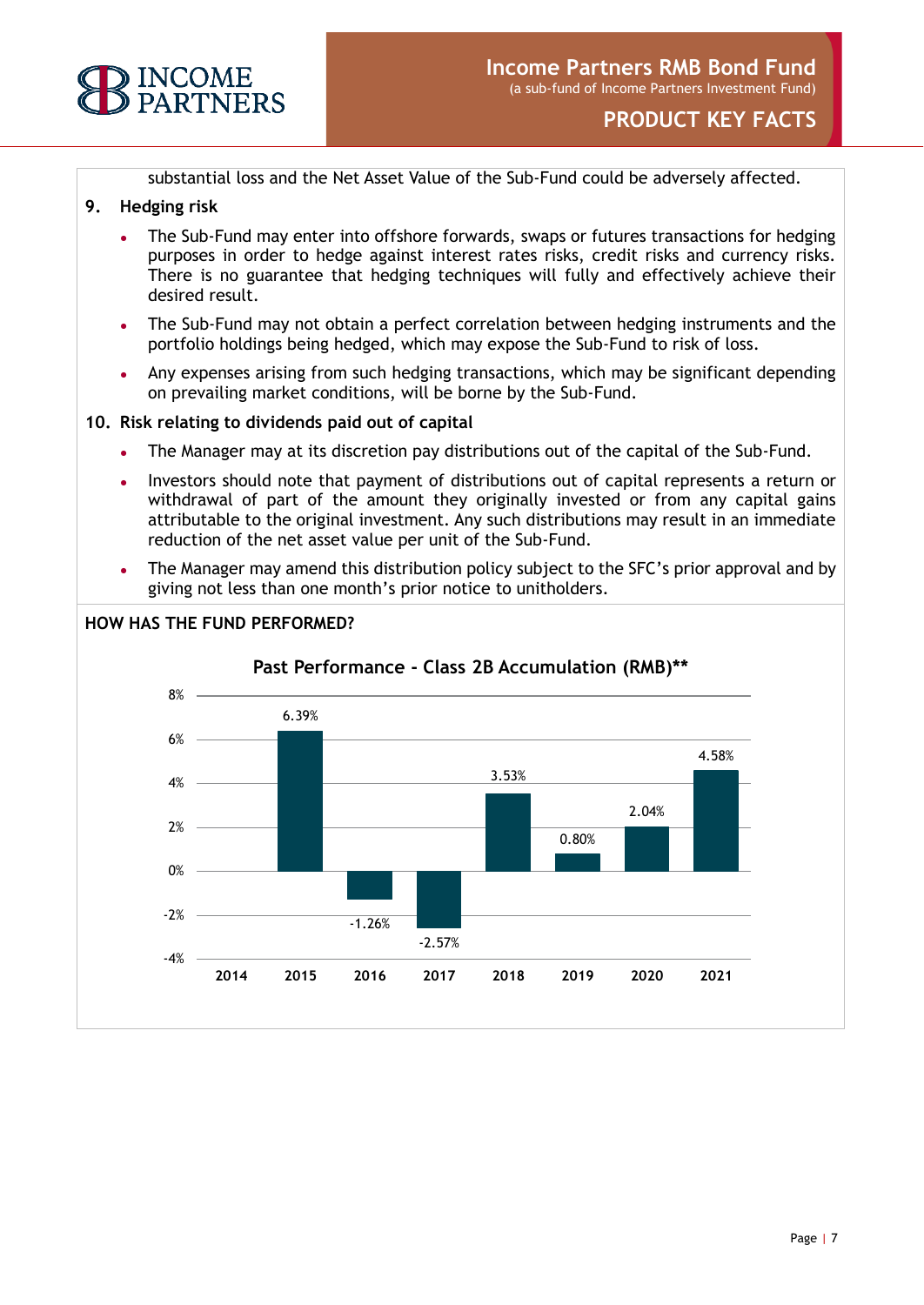substantial loss and the Net Asset Value of the Sub-Fund could be adversely affected.

**9. Hedging risk**

- The Sub-Fund may enter into offshore forwards, swaps or futures transactions for hedging purposes in order to hedge against interest rates risks, credit risks and currency risks. There is no guarantee that hedging techniques will fully and effectively achieve their desired result.
- The Sub-Fund may not obtain a perfect correlation between hedging instruments and the portfolio holdings being hedged, which may expose the Sub-Fund to risk of loss.
- Any expenses arising from such hedging transactions, which may be significant depending on prevailing market conditions, will be borne by the Sub-Fund.

**10. Risk relating to dividends paid out of capital**

- The Manager may at its discretion pay distributions out of the capital of the Sub-Fund.
- Investors should note that payment of distributions out of capital represents a return or withdrawal of part of the amount they originally invested or from any capital gains attributable to the original investment. Any such distributions may result in an immediate reduction of the net asset value per unit of the Sub-Fund.
- The Manager may amend this distribution policy subject to the SFC's prior approval and by giving not less than one month's prior notice to unitholders.

## HOW HAS THE FUND PERFORMED?

**Past Performance - Class 2B Accumulation (RMB)****

| Year | 2014 | 2015 | 2016 | 2017 | 2018 | 2019 | 2020 | 2021 |
|---|---|---|---|---|---|---|---|---|
| Return | | 6.39% | -1.26% | -2.57% | 3.53% | 0.80% | 2.04% | 4.58% |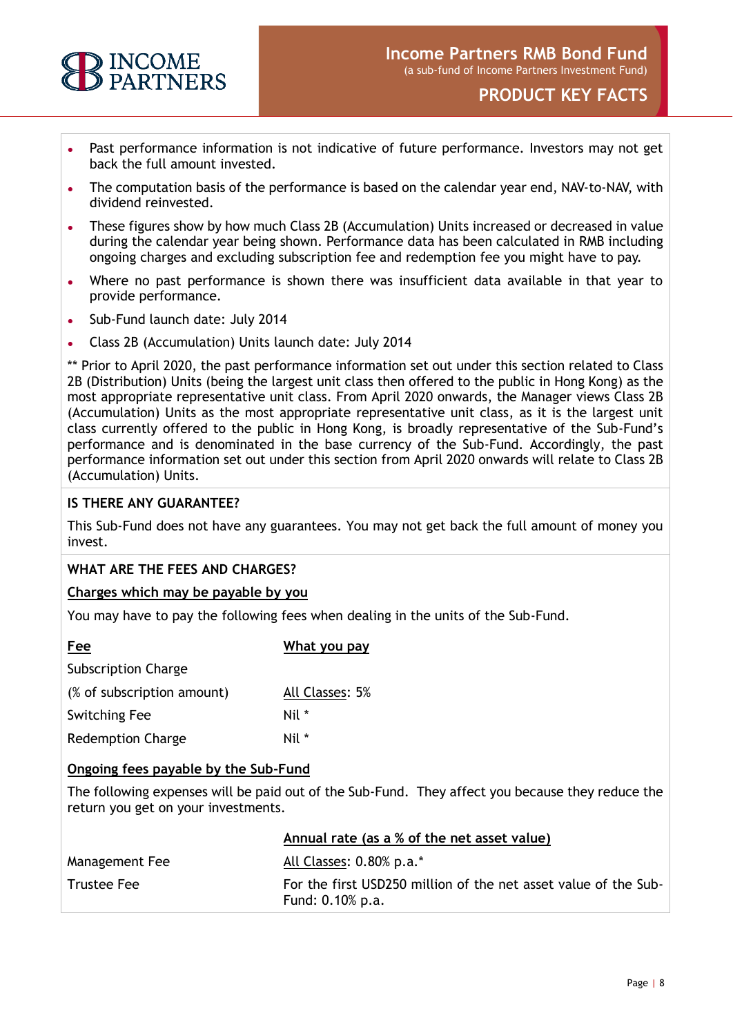- Past performance information is not indicative of future performance. Investors may not get back the full amount invested.
- The computation basis of the performance is based on the calendar year end, NAV-to-NAV, with dividend reinvested.
- These figures show by how much Class 2B (Accumulation) Units increased or decreased in value during the calendar year being shown. Performance data has been calculated in RMB including ongoing charges and excluding subscription fee and redemption fee you might have to pay.
- Where no past performance is shown there was insufficient data available in that year to provide performance.
- Sub-Fund launch date: July 2014
- Class 2B (Accumulation) Units launch date: July 2014

** Prior to April 2020, the past performance information set out under this section related to Class 2B (Distribution) Units (being the largest unit class then offered to the public in Hong Kong) as the most appropriate representative unit class. From April 2020 onwards, the Manager views Class 2B (Accumulation) Units as the most appropriate representative unit class, as it is the largest unit class currently offered to the public in Hong Kong, is broadly representative of the Sub-Fund's performance and is denominated in the base currency of the Sub-Fund. Accordingly, the past performance information set out under this section from April 2020 onwards will relate to Class 2B (Accumulation) Units.

## IS THERE ANY GUARANTEE?

This Sub-Fund does not have any guarantees. You may not get back the full amount of money you invest.

## WHAT ARE THE FEES AND CHARGES?

**Charges which may be payable by you**

You may have to pay the following fees when dealing in the units of the Sub-Fund.

| Fee | What you pay |
|---|---|
| Subscription Charge<br>(% of subscription amount) | All Classes: 5% |
| Switching Fee | Nil * |
| Redemption Charge | Nil * |

**Ongoing fees payable by the Sub-Fund**

The following expenses will be paid out of the Sub-Fund. They affect you because they reduce the return you get on your investments.

| | Annual rate (as a % of the net asset value) |
|---|---|
| Management Fee | All Classes: 0.80% p.a.* |
| Trustee Fee | For the first USD250 million of the net asset value of the Sub-Fund: 0.10% p.a. |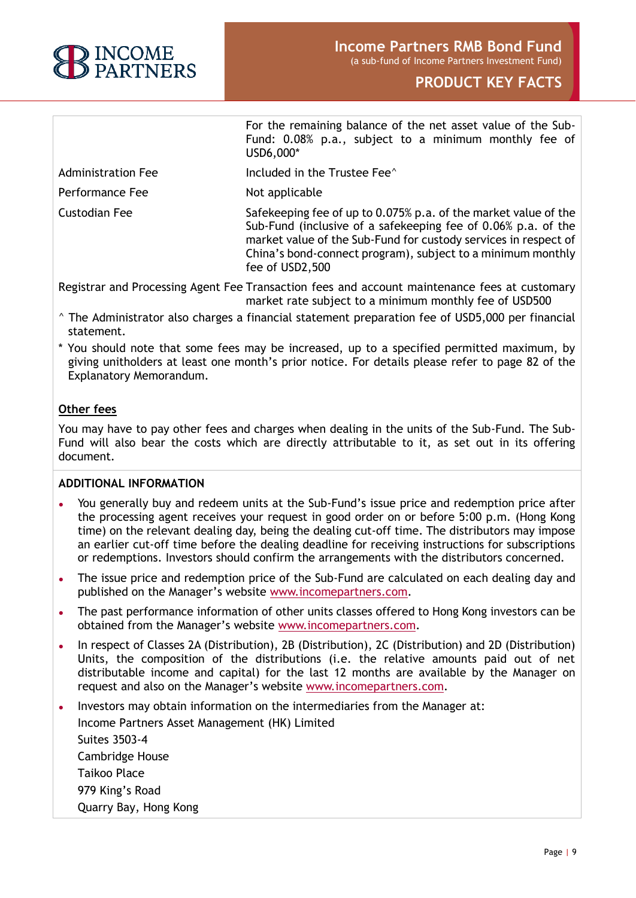| | |
|---|---|
| | For the remaining balance of the net asset value of the Sub-Fund: 0.08% p.a., subject to a minimum monthly fee of USD6,000* |
| Administration Fee | Included in the Trustee Fee^ |
| Performance Fee | Not applicable |
| Custodian Fee | Safekeeping fee of up to 0.075% p.a. of the market value of the Sub-Fund (inclusive of a safekeeping fee of 0.06% p.a. of the market value of the Sub-Fund for custody services in respect of China's bond-connect program), subject to a minimum monthly fee of USD2,500 |
| Registrar and Processing Agent Fee | Transaction fees and account maintenance fees at customary market rate subject to a minimum monthly fee of USD500 |

^ The Administrator also charges a financial statement preparation fee of USD5,000 per financial statement.

* You should note that some fees may be increased, up to a specified permitted maximum, by giving unitholders at least one month's prior notice. For details please refer to page 82 of the Explanatory Memorandum.

**Other fees**

You may have to pay other fees and charges when dealing in the units of the Sub-Fund. The Sub-Fund will also bear the costs which are directly attributable to it, as set out in its offering document.

## ADDITIONAL INFORMATION

- You generally buy and redeem units at the Sub-Fund's issue price and redemption price after the processing agent receives your request in good order on or before 5:00 p.m. (Hong Kong time) on the relevant dealing day, being the dealing cut-off time. The distributors may impose an earlier cut-off time before the dealing deadline for receiving instructions for subscriptions or redemptions. Investors should confirm the arrangements with the distributors concerned.
- The issue price and redemption price of the Sub-Fund are calculated on each dealing day and published on the Manager's website www.incomepartners.com.
- The past performance information of other units classes offered to Hong Kong investors can be obtained from the Manager's website www.incomepartners.com.
- In respect of Classes 2A (Distribution), 2B (Distribution), 2C (Distribution) and 2D (Distribution) Units, the composition of the distributions (i.e. the relative amounts paid out of net distributable income and capital) for the last 12 months are available by the Manager on request and also on the Manager's website www.incomepartners.com.
- Investors may obtain information on the intermediaries from the Manager at:
  Income Partners Asset Management (HK) Limited
  Suites 3503-4
  Cambridge House
  Taikoo Place
  979 King's Road
  Quarry Bay, Hong Kong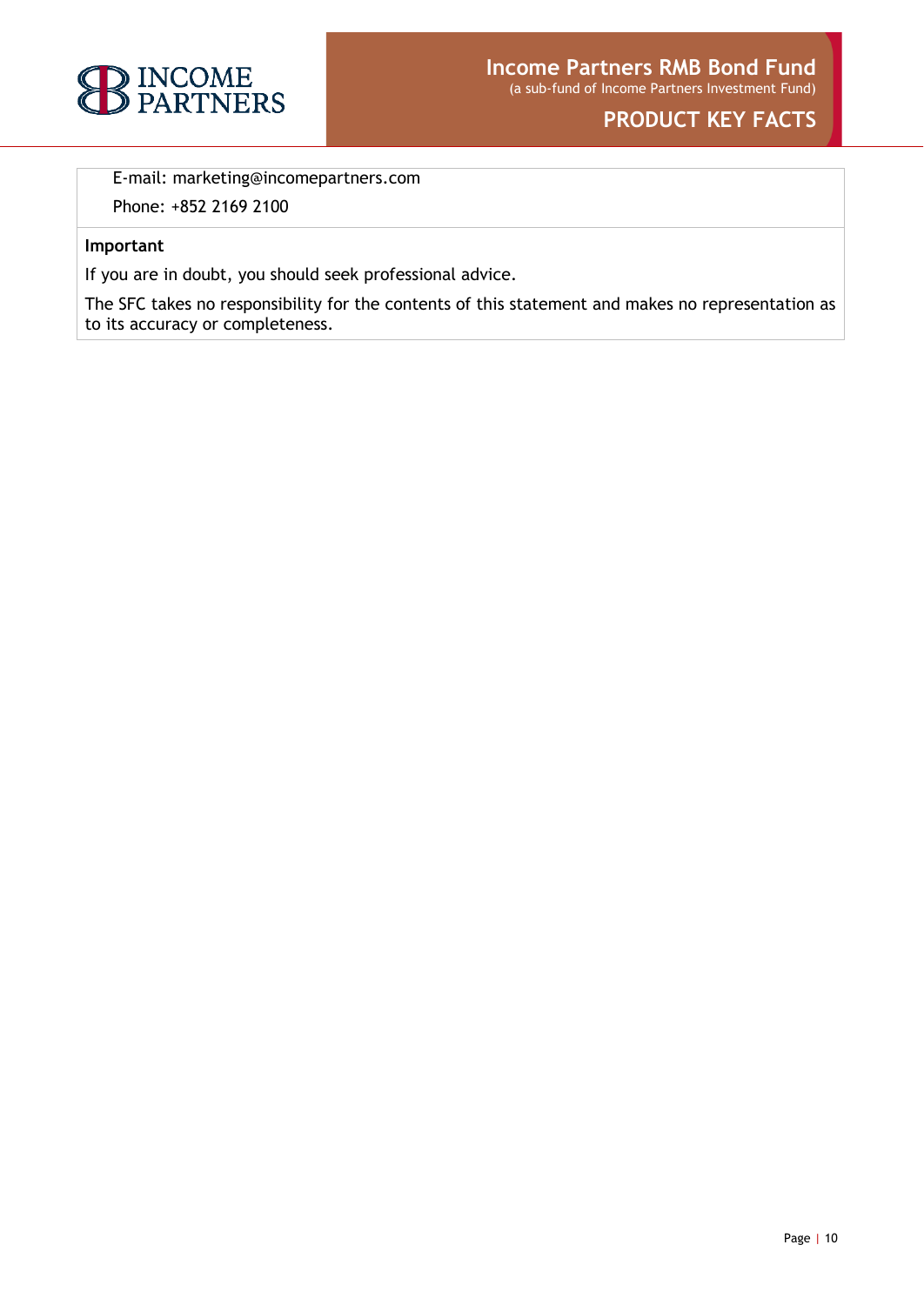E-mail: marketing@incomepartners.com

Phone: +852 2169 2100

**Important**

If you are in doubt, you should seek professional advice.

The SFC takes no responsibility for the contents of this statement and makes no representation as to its accuracy or completeness.